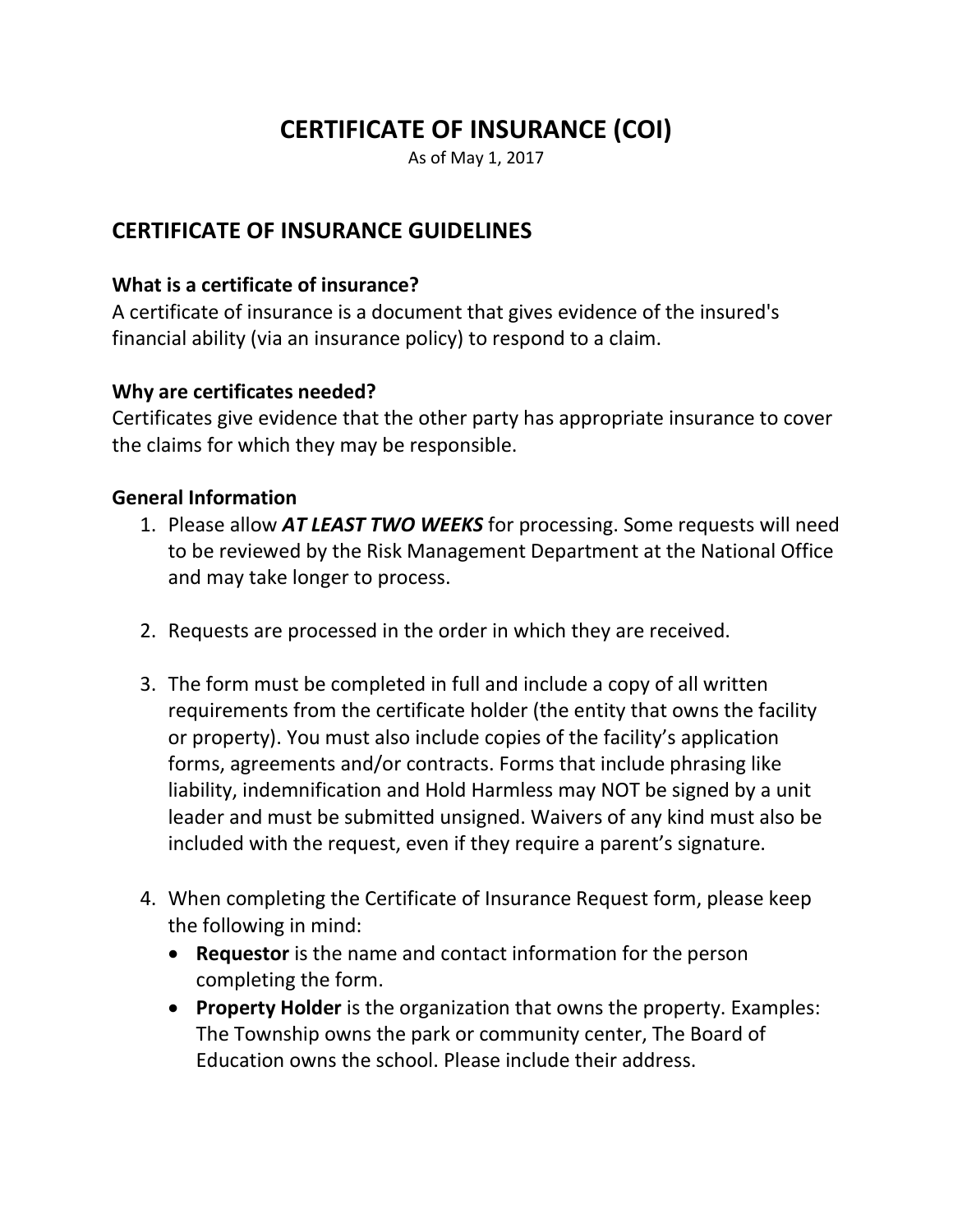# CERTIFICATE OF INSURANCE (COI)

As of May 1, 2017

## CERTIFICATE OF INSURANCE GUIDELINES

### What is a certificate of insurance?

A certificate of insurance is a document that gives evidence of the insured's financial ability (via an insurance policy) to respond to a claim.

### Why are certificates needed?

Certificates give evidence that the other party has appropriate insurance to cover the claims for which they may be responsible.

### General Information

1. Please allow ***AT LEAST TWO WEEKS*** for processing. Some requests will need to be reviewed by the Risk Management Department at the National Office and may take longer to process.

2. Requests are processed in the order in which they are received.

3. The form must be completed in full and include a copy of all written requirements from the certificate holder (the entity that owns the facility or property). You must also include copies of the facility's application forms, agreements and/or contracts. Forms that include phrasing like liability, indemnification and Hold Harmless may NOT be signed by a unit leader and must be submitted unsigned. Waivers of any kind must also be included with the request, even if they require a parent's signature.

4. When completing the Certificate of Insurance Request form, please keep the following in mind:
   - **Requestor** is the name and contact information for the person completing the form.
   - **Property Holder** is the organization that owns the property. Examples: The Township owns the park or community center, The Board of Education owns the school. Please include their address.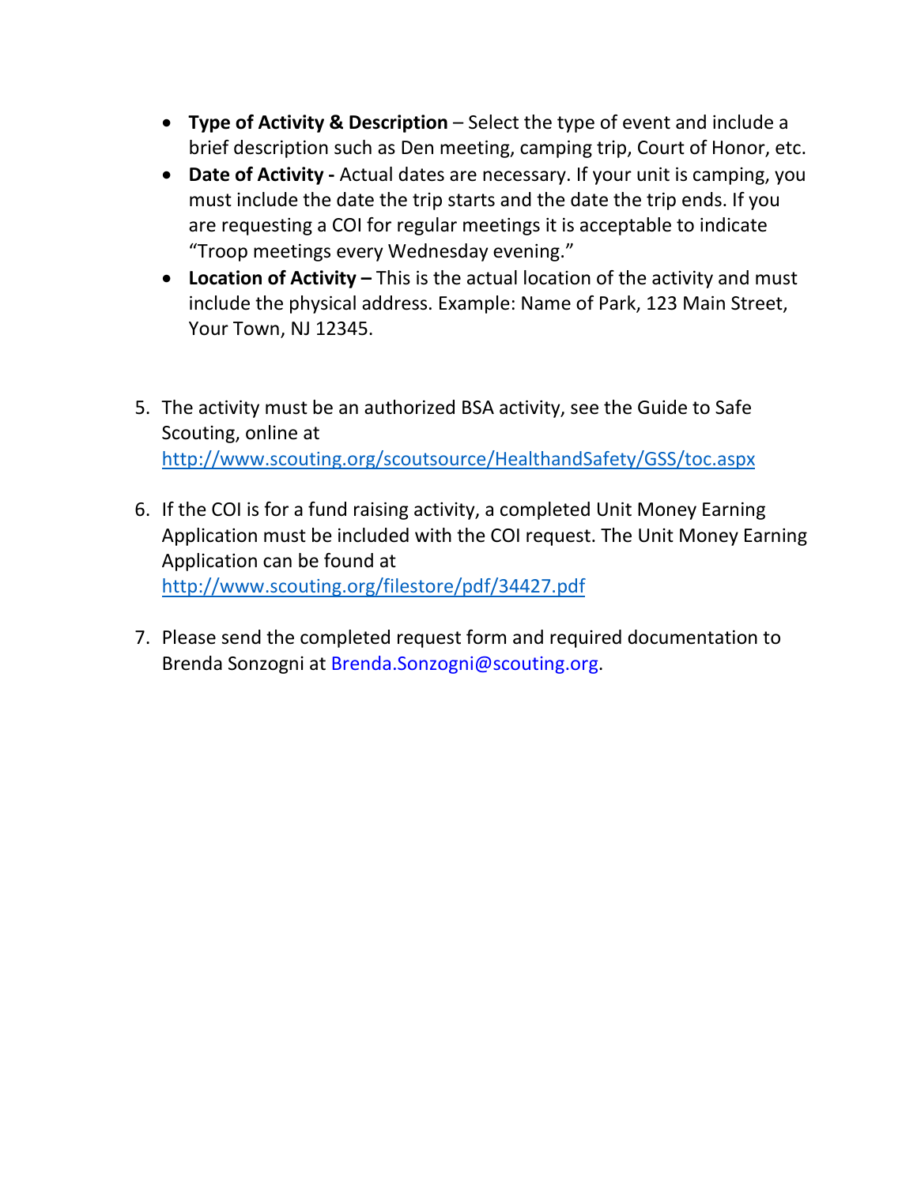- **Type of Activity & Description** – Select the type of event and include a brief description such as Den meeting, camping trip, Court of Honor, etc.
- **Date of Activity -** Actual dates are necessary. If your unit is camping, you must include the date the trip starts and the date the trip ends. If you are requesting a COI for regular meetings it is acceptable to indicate "Troop meetings every Wednesday evening."
- **Location of Activity –** This is the actual location of the activity and must include the physical address. Example: Name of Park, 123 Main Street, Your Town, NJ 12345.

5. The activity must be an authorized BSA activity, see the Guide to Safe Scouting, online at http://www.scouting.org/scoutsource/HealthandSafety/GSS/toc.aspx

6. If the COI is for a fund raising activity, a completed Unit Money Earning Application must be included with the COI request. The Unit Money Earning Application can be found at http://www.scouting.org/filestore/pdf/34427.pdf

7. Please send the completed request form and required documentation to Brenda Sonzogni at Brenda.Sonzogni@scouting.org.